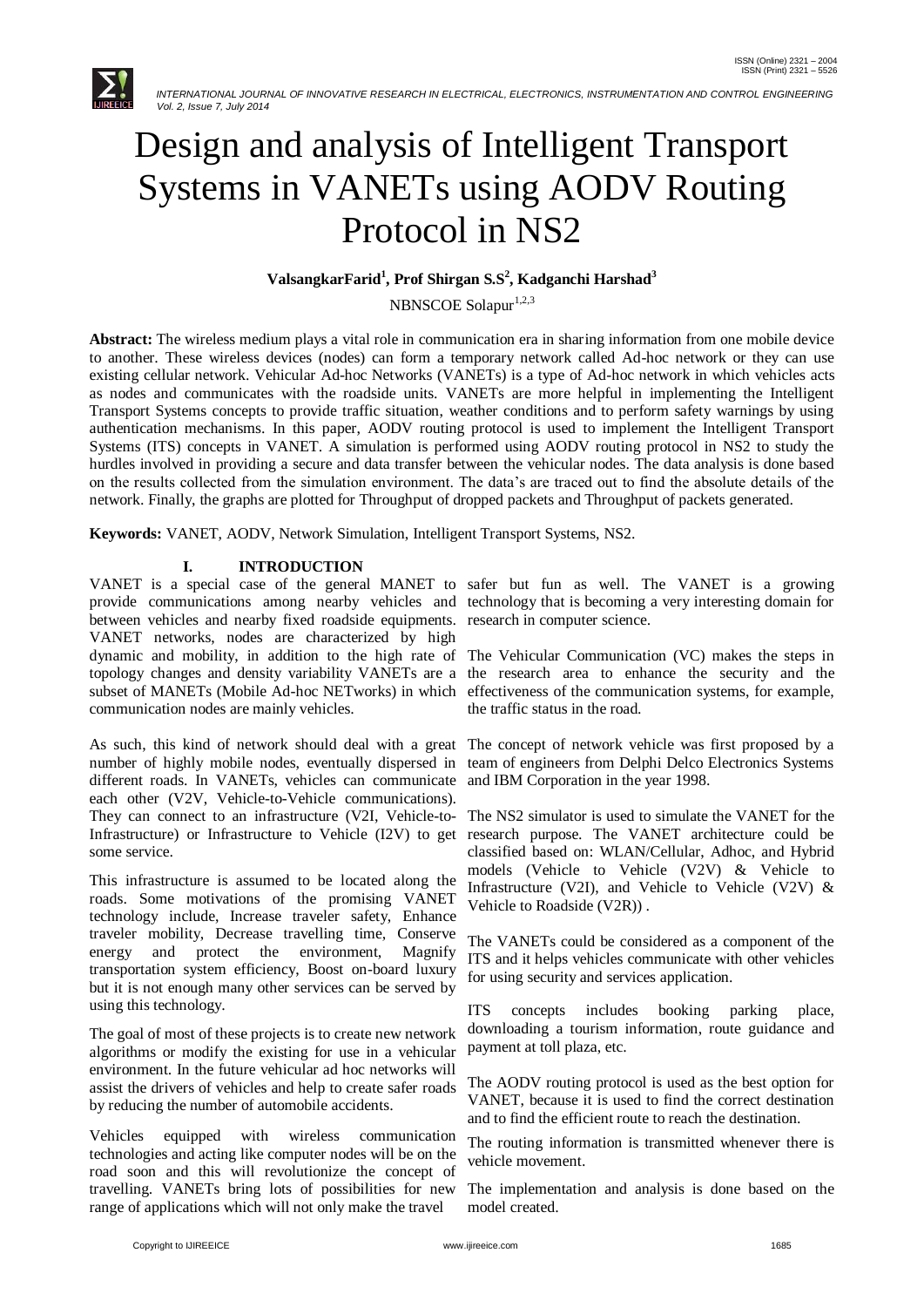# Design and analysis of Intelligent Transport Systems in VANETs using AODV Routing Protocol in NS2

**ValsangkarFarid[1], Prof Shirgan S.S[2], Kadganchi Harshad[3]**

NBNSCOE Solapur[1,2,3]

**Abstract:** The wireless medium plays a vital role in communication era in sharing information from one mobile device to another. These wireless devices (nodes) can form a temporary network called Ad-hoc network or they can use existing cellular network. Vehicular Ad-hoc Networks (VANETs) is a type of Ad-hoc network in which vehicles acts as nodes and communicates with the roadside units. VANETs are more helpful in implementing the Intelligent Transport Systems concepts to provide traffic situation, weather conditions and to perform safety warnings by using authentication mechanisms. In this paper, AODV routing protocol is used to implement the Intelligent Transport Systems (ITS) concepts in VANET. A simulation is performed using AODV routing protocol in NS2 to study the hurdles involved in providing a secure and data transfer between the vehicular nodes. The data analysis is done based on the results collected from the simulation environment. The data's are traced out to find the absolute details of the network. Finally, the graphs are plotted for Throughput of dropped packets and Throughput of packets generated.

**Keywords:** VANET, AODV, Network Simulation, Intelligent Transport Systems, NS2.

## I. INTRODUCTION

VANET is a special case of the general MANET to provide communications among nearby vehicles and between vehicles and nearby fixed roadside equipments. VANET networks, nodes are characterized by high dynamic and mobility, in addition to the high rate of topology changes and density variability VANETs are a subset of MANETs (Mobile Ad-hoc NETworks) in which communication nodes are mainly vehicles.

As such, this kind of network should deal with a great number of highly mobile nodes, eventually dispersed in different roads. In VANETs, vehicles can communicate each other (V2V, Vehicle-to-Vehicle communications). They can connect to an infrastructure (V2I, Vehicle-to-Infrastructure) or Infrastructure to Vehicle (I2V) to get some service.

This infrastructure is assumed to be located along the roads. Some motivations of the promising VANET technology include, Increase traveler safety, Enhance traveler mobility, Decrease travelling time, Conserve energy and protect the environment, Magnify transportation system efficiency, Boost on-board luxury but it is not enough many other services can be served by using this technology.

The goal of most of these projects is to create new network algorithms or modify the existing for use in a vehicular environment. In the future vehicular ad hoc networks will assist the drivers of vehicles and help to create safer roads by reducing the number of automobile accidents.

Vehicles equipped with wireless communication technologies and acting like computer nodes will be on the road soon and this will revolutionize the concept of travelling. VANETs bring lots of possibilities for new range of applications which will not only make the travel safer but fun as well. The VANET is a growing technology that is becoming a very interesting domain for research in computer science.

The Vehicular Communication (VC) makes the steps in the research area to enhance the security and the effectiveness of the communication systems, for example, the traffic status in the road.

The concept of network vehicle was first proposed by a team of engineers from Delphi Delco Electronics Systems and IBM Corporation in the year 1998.

The NS2 simulator is used to simulate the VANET for the research purpose. The VANET architecture could be classified based on: WLAN/Cellular, Adhoc, and Hybrid models (Vehicle to Vehicle (V2V) & Vehicle to Infrastructure (V2I), and Vehicle to Vehicle (V2V) & Vehicle to Roadside (V2R)) .

The VANETs could be considered as a component of the ITS and it helps vehicles communicate with other vehicles for using security and services application.

ITS concepts includes booking parking place, downloading a tourism information, route guidance and payment at toll plaza, etc.

The AODV routing protocol is used as the best option for VANET, because it is used to find the correct destination and to find the efficient route to reach the destination.

The routing information is transmitted whenever there is vehicle movement.

The implementation and analysis is done based on the model created.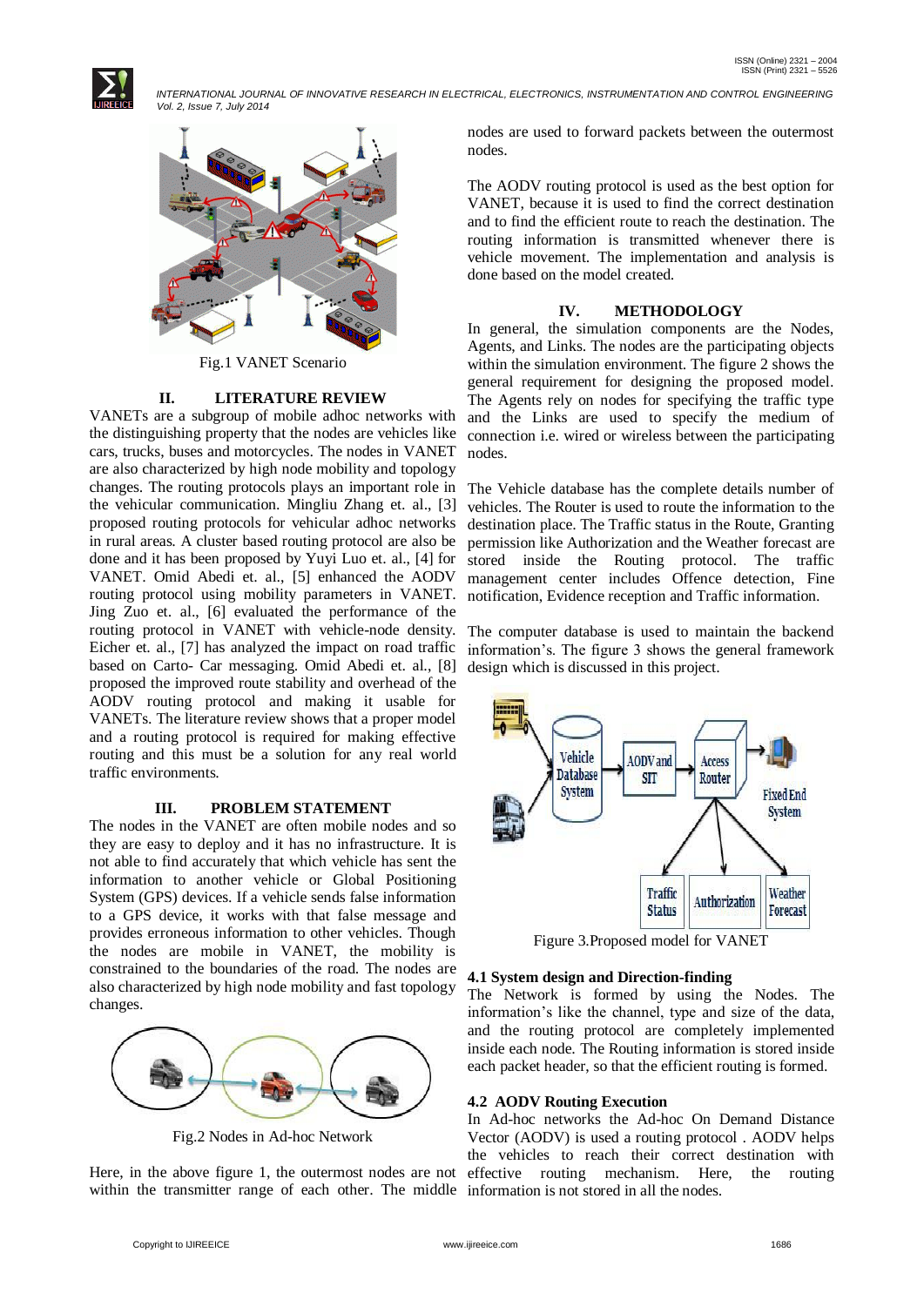Fig.1 VANET Scenario

## II. LITERATURE REVIEW

VANETs are a subgroup of mobile adhoc networks with the distinguishing property that the nodes are vehicles like cars, trucks, buses and motorcycles. The nodes in VANET are also characterized by high node mobility and topology changes. The routing protocols plays an important role in the vehicular communication. Mingliu Zhang et. al., [3] proposed routing protocols for vehicular adhoc networks in rural areas. A cluster based routing protocol are also be done and it has been proposed by Yuyi Luo et. al., [4] for VANET. Omid Abedi et. al., [5] enhanced the AODV routing protocol using mobility parameters in VANET. Jing Zuo et. al., [6] evaluated the performance of the routing protocol in VANET with vehicle-node density. Eicher et. al., [7] has analyzed the impact on road traffic based on Carto- Car messaging. Omid Abedi et. al., [8] proposed the improved route stability and overhead of the AODV routing protocol and making it usable for VANETs. The literature review shows that a proper model and a routing protocol is required for making effective routing and this must be a solution for any real world traffic environments.

## III. PROBLEM STATEMENT

The nodes in the VANET are often mobile nodes and so they are easy to deploy and it has no infrastructure. It is not able to find accurately that which vehicle has sent the information to another vehicle or Global Positioning System (GPS) devices. If a vehicle sends false information to a GPS device, it works with that false message and provides erroneous information to other vehicles. Though the nodes are mobile in VANET, the mobility is constrained to the boundaries of the road. The nodes are also characterized by high node mobility and fast topology changes.

Fig.2 Nodes in Ad-hoc Network

Here, in the above figure 1, the outermost nodes are not within the transmitter range of each other. The middle nodes are used to forward packets between the outermost nodes.

The AODV routing protocol is used as the best option for VANET, because it is used to find the correct destination and to find the efficient route to reach the destination. The routing information is transmitted whenever there is vehicle movement. The implementation and analysis is done based on the model created.

## IV. METHODOLOGY

In general, the simulation components are the Nodes, Agents, and Links. The nodes are the participating objects within the simulation environment. The figure 2 shows the general requirement for designing the proposed model. The Agents rely on nodes for specifying the traffic type and the Links are used to specify the medium of connection i.e. wired or wireless between the participating nodes.

The Vehicle database has the complete details number of vehicles. The Router is used to route the information to the destination place. The Traffic status in the Route, Granting permission like Authorization and the Weather forecast are stored inside the Routing protocol. The traffic management center includes Offence detection, Fine notification, Evidence reception and Traffic information.

The computer database is used to maintain the backend information's. The figure 3 shows the general framework design which is discussed in this project.

Figure 3.Proposed model for VANET

### 4.1 System design and Direction-finding

The Network is formed by using the Nodes. The information's like the channel, type and size of the data, and the routing protocol are completely implemented inside each node. The Routing information is stored inside each packet header, so that the efficient routing is formed.

### 4.2 AODV Routing Execution

In Ad-hoc networks the Ad-hoc On Demand Distance Vector (AODV) is used a routing protocol . AODV helps the vehicles to reach their correct destination with effective routing mechanism. Here, the routing information is not stored in all the nodes.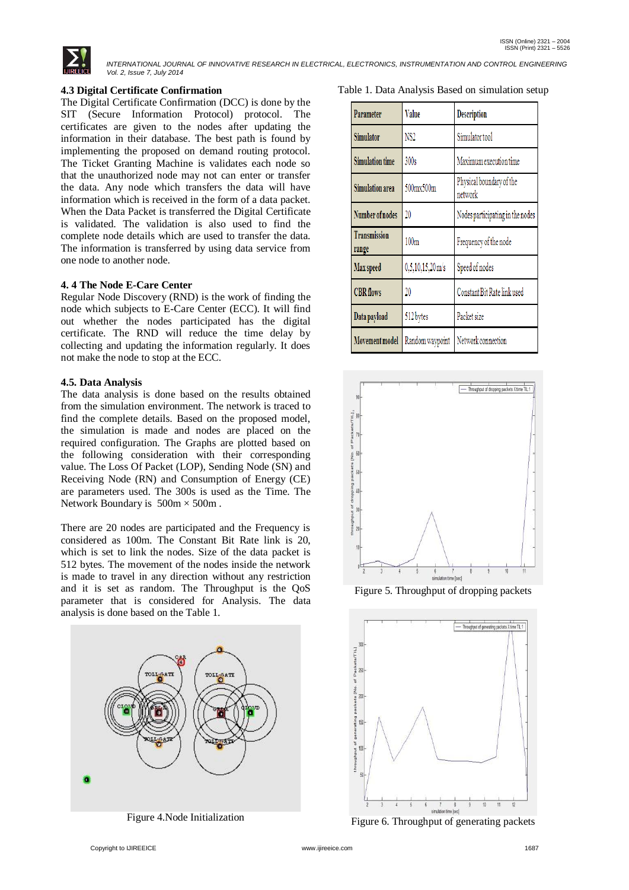### 4.3 Digital Certificate Confirmation

The Digital Certificate Confirmation (DCC) is done by the SIT (Secure Information Protocol) protocol. The certificates are given to the nodes after updating the information in their database. The best path is found by implementing the proposed on demand routing protocol. The Ticket Granting Machine is validates each node so that the unauthorized node may not can enter or transfer the data. Any node which transfers the data will have information which is received in the form of a data packet. When the Data Packet is transferred the Digital Certificate is validated. The validation is also used to find the complete node details which are used to transfer the data. The information is transferred by using data service from one node to another node.

### 4. 4 The Node E-Care Center

Regular Node Discovery (RND) is the work of finding the node which subjects to E-Care Center (ECC). It will find out whether the nodes participated has the digital certificate. The RND will reduce the time delay by collecting and updating the information regularly. It does not make the node to stop at the ECC.

### 4.5. Data Analysis

The data analysis is done based on the results obtained from the simulation environment. The network is traced to find the complete details. Based on the proposed model, the simulation is made and nodes are placed on the required configuration. The Graphs are plotted based on the following consideration with their corresponding value. The Loss Of Packet (LOP), Sending Node (SN) and Receiving Node (RN) and Consumption of Energy (CE) are parameters used. The 300s is used as the Time. The Network Boundary is $500m \times 500m$ .

There are 20 nodes are participated and the Frequency is considered as 100m. The Constant Bit Rate link is 20, which is set to link the nodes. Size of the data packet is 512 bytes. The movement of the nodes inside the network is made to travel in any direction without any restriction and it is set as random. The Throughput is the QoS parameter that is considered for Analysis. The data analysis is done based on the Table 1.

Figure 4.Node Initialization

Table 1. Data Analysis Based on simulation setup

| Parameter | Value | Description |
|---|---|---|
| Simulator | NS2 | Simulator tool |
| Simulation time | 300s | Maximum execution time |
| Simulation area | 500mx500m | Physical boundary of the network |
| Number of nodes | 20 | Nodes participating in the nodes |
| Transmission range | 100m | Frequency of the node |
| Max speed | 0,5,10,15,20 m/s | Speed of nodes |
| CBR flows | 20 | Constant Bit Rate link used |
| Data payload | 512 bytes | Packet size |
| Movement model | Random waypoint | Network connection |

Figure 5. Throughput of dropping packets

Figure 6. Throughput of generating packets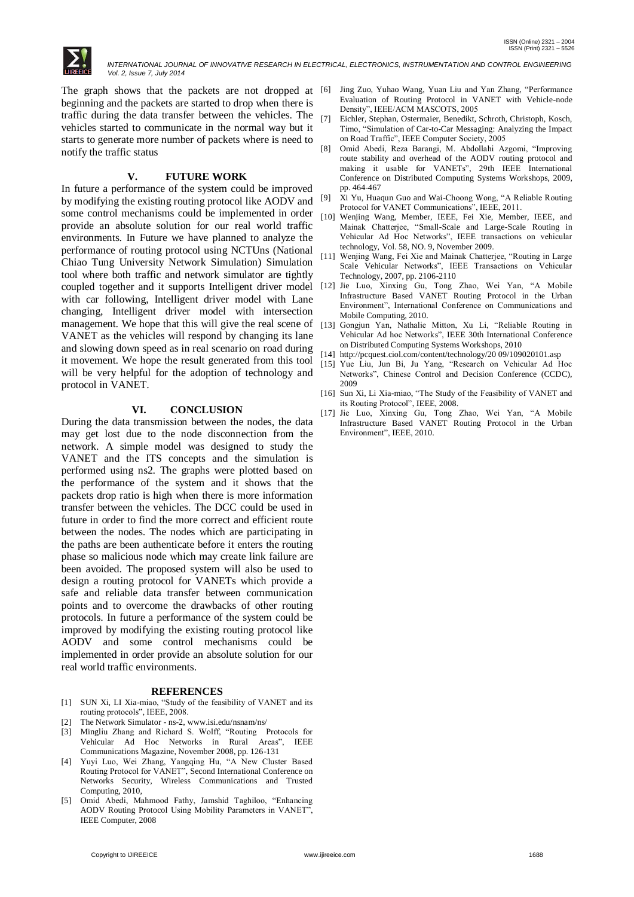The graph shows that the packets are not dropped at beginning and the packets are started to drop when there is traffic during the data transfer between the vehicles. The vehicles started to communicate in the normal way but it starts to generate more number of packets where is need to notify the traffic status

## V. FUTURE WORK

In future a performance of the system could be improved by modifying the existing routing protocol like AODV and some control mechanisms could be implemented in order provide an absolute solution for our real world traffic environments. In Future we have planned to analyze the performance of routing protocol using NCTUns (National Chiao Tung University Network Simulation) Simulation tool where both traffic and network simulator are tightly coupled together and it supports Intelligent driver model with car following, Intelligent driver model with Lane changing, Intelligent driver model with intersection management. We hope that this will give the real scene of VANET as the vehicles will respond by changing its lane and slowing down speed as in real scenario on road during it movement. We hope the result generated from this tool will be very helpful for the adoption of technology and protocol in VANET.

## VI. CONCLUSION

During the data transmission between the nodes, the data may get lost due to the node disconnection from the network. A simple model was designed to study the VANET and the ITS concepts and the simulation is performed using ns2. The graphs were plotted based on the performance of the system and it shows that the packets drop ratio is high when there is more information transfer between the vehicles. The DCC could be used in future in order to find the more correct and efficient route between the nodes. The nodes which are participating in the paths are been authenticate before it enters the routing phase so malicious node which may create link failure are been avoided. The proposed system will also be used to design a routing protocol for VANETs which provide a safe and reliable data transfer between communication points and to overcome the drawbacks of other routing protocols. In future a performance of the system could be improved by modifying the existing routing protocol like AODV and some control mechanisms could be implemented in order provide an absolute solution for our real world traffic environments.

## REFERENCES

[1] SUN Xi, LI Xia-miao, "Study of the feasibility of VANET and its routing protocols", IEEE, 2008.

[2] The Network Simulator - ns-2, www.isi.edu/nsnam/ns/

[3] Mingliu Zhang and Richard S. Wolff, "Routing Protocols for Vehicular Ad Hoc Networks in Rural Areas", IEEE Communications Magazine, November 2008, pp. 126-131

[4] Yuyi Luo, Wei Zhang, Yangqing Hu, "A New Cluster Based Routing Protocol for VANET", Second International Conference on Networks Security, Wireless Communications and Trusted Computing, 2010,

[5] Omid Abedi, Mahmood Fathy, Jamshid Taghiloo, "Enhancing AODV Routing Protocol Using Mobility Parameters in VANET", IEEE Computer, 2008

[6] Jing Zuo, Yuhao Wang, Yuan Liu and Yan Zhang, "Performance Evaluation of Routing Protocol in VANET with Vehicle-node Density", IEEE/ACM MASCOTS, 2005

[7] Eichler, Stephan, Ostermaier, Benedikt, Schroth, Christoph, Kosch, Timo, "Simulation of Car-to-Car Messaging: Analyzing the Impact on Road Traffic", IEEE Computer Society, 2005

[8] Omid Abedi, Reza Barangi, M. Abdollahi Azgomi, "Improving route stability and overhead of the AODV routing protocol and making it usable for VANETs", 29th IEEE International Conference on Distributed Computing Systems Workshops, 2009, pp. 464-467

[9] Xi Yu, Huaqun Guo and Wai-Choong Wong, "A Reliable Routing Protocol for VANET Communications", IEEE, 2011.

[10] Wenjing Wang, Member, IEEE, Fei Xie, Member, IEEE, and Mainak Chatterjee, "Small-Scale and Large-Scale Routing in Vehicular Ad Hoc Networks", IEEE transactions on vehicular technology, Vol. 58, NO. 9, November 2009.

[11] Wenjing Wang, Fei Xie and Mainak Chatterjee, "Routing in Large Scale Vehicular Networks", IEEE Transactions on Vehicular Technology, 2007, pp. 2106-2110

[12] Jie Luo, Xinxing Gu, Tong Zhao, Wei Yan, "A Mobile Infrastructure Based VANET Routing Protocol in the Urban Environment", International Conference on Communications and Mobile Computing, 2010.

[13] Gongjun Yan, Nathalie Mitton, Xu Li, "Reliable Routing in Vehicular Ad hoc Networks", IEEE 30th International Conference on Distributed Computing Systems Workshops, 2010

[14] http://pcquest.ciol.com/content/technology/20 09/109020101.asp

[15] Yue Liu, Jun Bi, Ju Yang, "Research on Vehicular Ad Hoc Networks", Chinese Control and Decision Conference (CCDC), 2009

[16] Sun Xi, Li Xia-miao, "The Study of the Feasibility of VANET and its Routing Protocol", IEEE, 2008.

[17] Jie Luo, Xinxing Gu, Tong Zhao, Wei Yan, "A Mobile Infrastructure Based VANET Routing Protocol in the Urban Environment", IEEE, 2010.